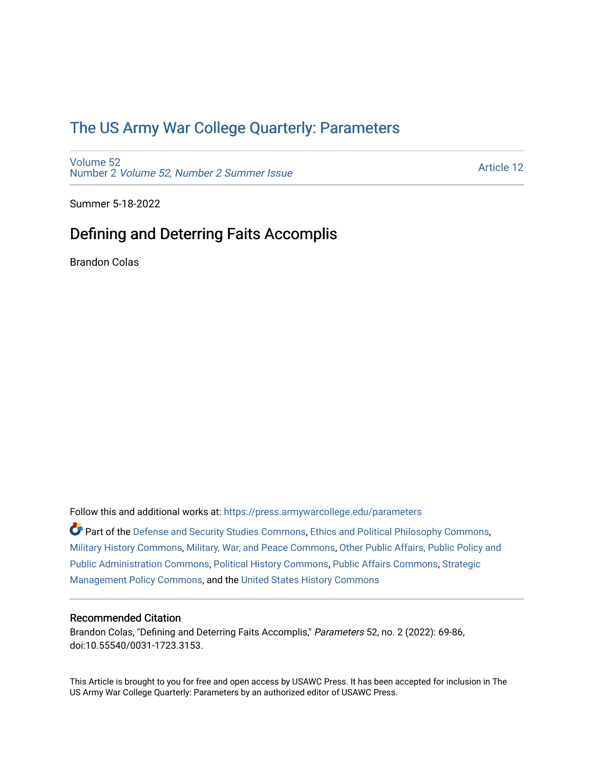# The US Army War College Quarterly: Parameters

Volume 52
Number 2 *Volume 52, Number 2 Summer Issue*

Article 12

Summer 5-18-2022

## Defining and Deterring Faits Accomplis

Brandon Colas

Follow this and additional works at: https://press.armywarcollege.edu/parameters

Part of the Defense and Security Studies Commons, Ethics and Political Philosophy Commons, Military History Commons, Military, War, and Peace Commons, Other Public Affairs, Public Policy and Public Administration Commons, Political History Commons, Public Affairs Commons, Strategic Management Policy Commons, and the United States History Commons

### Recommended Citation

Brandon Colas, "Defining and Deterring Faits Accomplis," *Parameters* 52, no. 2 (2022): 69-86, doi:10.55540/0031-1723.3153.

This Article is brought to you for free and open access by USAWC Press. It has been accepted for inclusion in The US Army War College Quarterly: Parameters by an authorized editor of USAWC Press.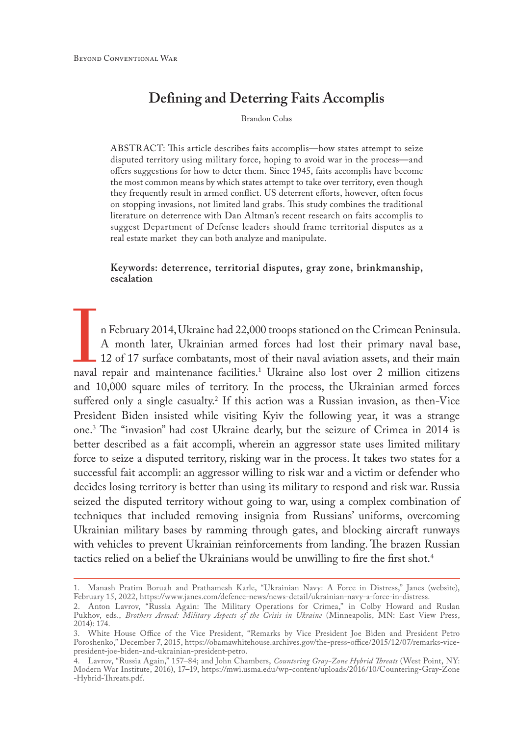# Defining and Deterring Faits Accomplis

Brandon Colas

ABSTRACT: This article describes faits accomplis—how states attempt to seize disputed territory using military force, hoping to avoid war in the process—and offers suggestions for how to deter them. Since 1945, faits accomplis have become the most common means by which states attempt to take over territory, even though they frequently result in armed conflict. US deterrent efforts, however, often focus on stopping invasions, not limited land grabs. This study combines the traditional literature on deterrence with Dan Altman's recent research on faits accomplis to suggest Department of Defense leaders should frame territorial disputes as a real estate market they can both analyze and manipulate.

**Keywords: deterrence, territorial disputes, gray zone, brinkmanship, escalation**

In February 2014, Ukraine had 22,000 troops stationed on the Crimean Peninsula. A month later, Ukrainian armed forces had lost their primary naval base, 12 of 17 surface combatants, most of their naval aviation assets, and their main naval repair and maintenance facilities.[1] Ukraine also lost over 2 million citizens and 10,000 square miles of territory. In the process, the Ukrainian armed forces suffered only a single casualty.[2] If this action was a Russian invasion, as then-Vice President Biden insisted while visiting Kyiv the following year, it was a strange one.[3] The "invasion" had cost Ukraine dearly, but the seizure of Crimea in 2014 is better described as a fait accompli, wherein an aggressor state uses limited military force to seize a disputed territory, risking war in the process. It takes two states for a successful fait accompli: an aggressor willing to risk war and a victim or defender who decides losing territory is better than using its military to respond and risk war. Russia seized the disputed territory without going to war, using a complex combination of techniques that included removing insignia from Russians' uniforms, overcoming Ukrainian military bases by ramming through gates, and blocking aircraft runways with vehicles to prevent Ukrainian reinforcements from landing. The brazen Russian tactics relied on a belief the Ukrainians would be unwilling to fire the first shot.[4]

---

1. Manash Pratim Boruah and Prathamesh Karle, "Ukrainian Navy: A Force in Distress," Janes (website), February 15, 2022, https://www.janes.com/defence-news/news-detail/ukrainian-navy-a-force-in-distress.

2. Anton Lavrov, "Russia Again: The Military Operations for Crimea," in Colby Howard and Ruslan Pukhov, eds., *Brothers Armed: Military Aspects of the Crisis in Ukraine* (Minneapolis, MN: East View Press, 2014): 174.

3. White House Office of the Vice President, "Remarks by Vice President Joe Biden and President Petro Poroshenko," December 7, 2015, https://obamawhitehouse.archives.gov/the-press-office/2015/12/07/remarks-vice-president-joe-biden-and-ukrainian-president-petro.

4. Lavrov, "Russia Again," 157–84; and John Chambers, *Countering Gray-Zone Hybrid Threats* (West Point, NY: Modern War Institute, 2016), 17–19, https://mwi.usma.edu/wp-content/uploads/2016/10/Countering-Gray-Zone-Hybrid-Threats.pdf.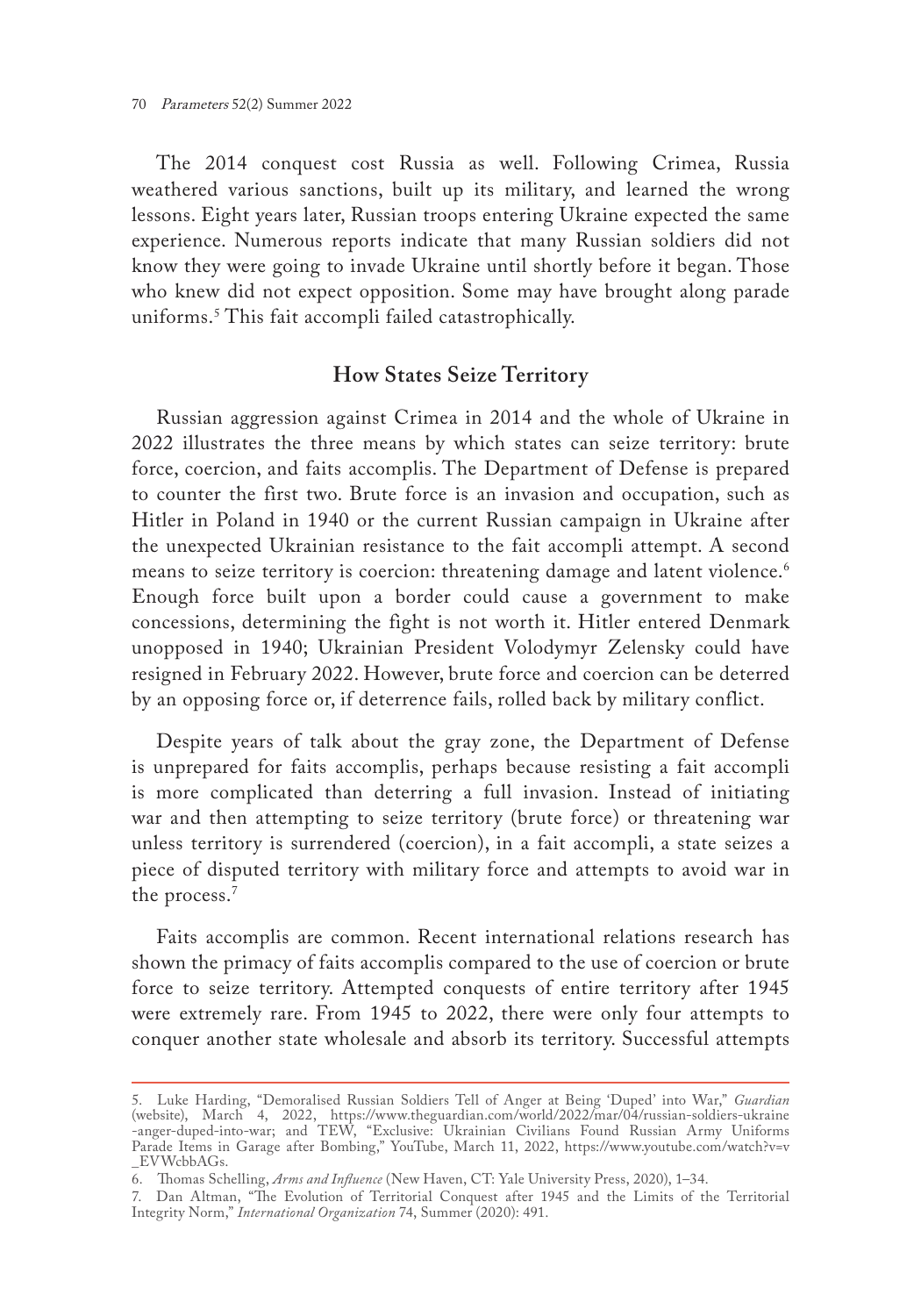The 2014 conquest cost Russia as well. Following Crimea, Russia weathered various sanctions, built up its military, and learned the wrong lessons. Eight years later, Russian troops entering Ukraine expected the same experience. Numerous reports indicate that many Russian soldiers did not know they were going to invade Ukraine until shortly before it began. Those who knew did not expect opposition. Some may have brought along parade uniforms.[5] This fait accompli failed catastrophically.

## How States Seize Territory

Russian aggression against Crimea in 2014 and the whole of Ukraine in 2022 illustrates the three means by which states can seize territory: brute force, coercion, and faits accomplis. The Department of Defense is prepared to counter the first two. Brute force is an invasion and occupation, such as Hitler in Poland in 1940 or the current Russian campaign in Ukraine after the unexpected Ukrainian resistance to the fait accompli attempt. A second means to seize territory is coercion: threatening damage and latent violence.[6] Enough force built upon a border could cause a government to make concessions, determining the fight is not worth it. Hitler entered Denmark unopposed in 1940; Ukrainian President Volodymyr Zelensky could have resigned in February 2022. However, brute force and coercion can be deterred by an opposing force or, if deterrence fails, rolled back by military conflict.

Despite years of talk about the gray zone, the Department of Defense is unprepared for faits accomplis, perhaps because resisting a fait accompli is more complicated than deterring a full invasion. Instead of initiating war and then attempting to seize territory (brute force) or threatening war unless territory is surrendered (coercion), in a fait accompli, a state seizes a piece of disputed territory with military force and attempts to avoid war in the process.[7]

Faits accomplis are common. Recent international relations research has shown the primacy of faits accomplis compared to the use of coercion or brute force to seize territory. Attempted conquests of entire territory after 1945 were extremely rare. From 1945 to 2022, there were only four attempts to conquer another state wholesale and absorb its territory. Successful attempts

---

5. Luke Harding, "Demoralised Russian Soldiers Tell of Anger at Being 'Duped' into War," *Guardian* (website), March 4, 2022, https://www.theguardian.com/world/2022/mar/04/russian-soldiers-ukraine-anger-duped-into-war; and TEW, "Exclusive: Ukrainian Civilians Found Russian Army Uniforms Parade Items in Garage after Bombing," YouTube, March 11, 2022, https://www.youtube.com/watch?v=v_EVWcbbAGs.

6. Thomas Schelling, *Arms and Influence* (New Haven, CT: Yale University Press, 2020), 1–34.

7. Dan Altman, "The Evolution of Territorial Conquest after 1945 and the Limits of the Territorial Integrity Norm," *International Organization* 74, Summer (2020): 491.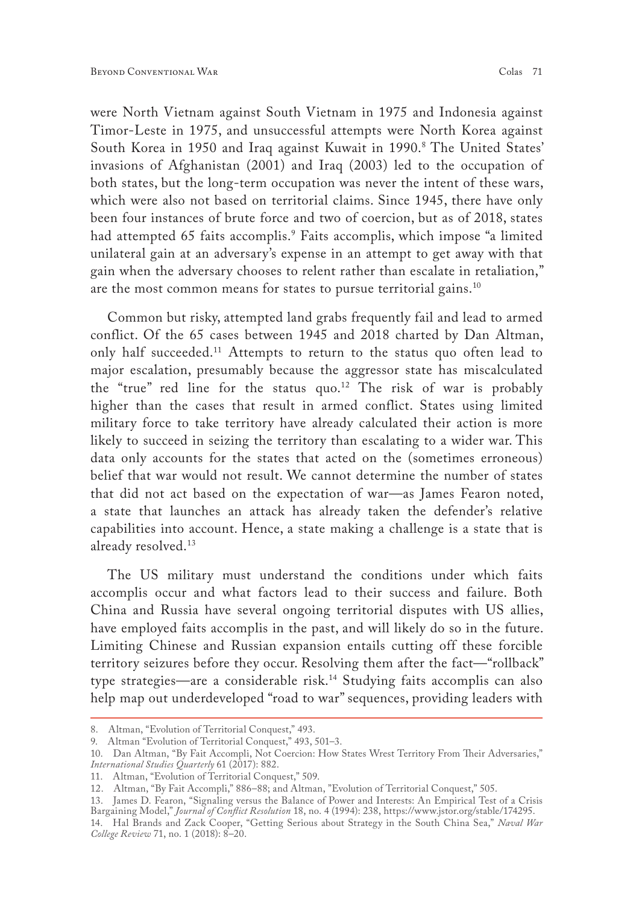were North Vietnam against South Vietnam in 1975 and Indonesia against Timor-Leste in 1975, and unsuccessful attempts were North Korea against South Korea in 1950 and Iraq against Kuwait in 1990.[8] The United States' invasions of Afghanistan (2001) and Iraq (2003) led to the occupation of both states, but the long-term occupation was never the intent of these wars, which were also not based on territorial claims. Since 1945, there have only been four instances of brute force and two of coercion, but as of 2018, states had attempted 65 faits accomplis.[9] Faits accomplis, which impose "a limited unilateral gain at an adversary's expense in an attempt to get away with that gain when the adversary chooses to relent rather than escalate in retaliation," are the most common means for states to pursue territorial gains.[10]

Common but risky, attempted land grabs frequently fail and lead to armed conflict. Of the 65 cases between 1945 and 2018 charted by Dan Altman, only half succeeded.[11] Attempts to return to the status quo often lead to major escalation, presumably because the aggressor state has miscalculated the "true" red line for the status quo.[12] The risk of war is probably higher than the cases that result in armed conflict. States using limited military force to take territory have already calculated their action is more likely to succeed in seizing the territory than escalating to a wider war. This data only accounts for the states that acted on the (sometimes erroneous) belief that war would not result. We cannot determine the number of states that did not act based on the expectation of war—as James Fearon noted, a state that launches an attack has already taken the defender's relative capabilities into account. Hence, a state making a challenge is a state that is already resolved.[13]

The US military must understand the conditions under which faits accomplis occur and what factors lead to their success and failure. Both China and Russia have several ongoing territorial disputes with US allies, have employed faits accomplis in the past, and will likely do so in the future. Limiting Chinese and Russian expansion entails cutting off these forcible territory seizures before they occur. Resolving them after the fact—"rollback" type strategies—are a considerable risk.[14] Studying faits accomplis can also help map out underdeveloped "road to war" sequences, providing leaders with

---

8. Altman, "Evolution of Territorial Conquest," 493.
9. Altman "Evolution of Territorial Conquest," 493, 501–3.
10. Dan Altman, "By Fait Accompli, Not Coercion: How States Wrest Territory From Their Adversaries," *International Studies Quarterly* 61 (2017): 882.
11. Altman, "Evolution of Territorial Conquest," 509.
12. Altman, "By Fait Accompli," 886–88; and Altman, "Evolution of Territorial Conquest," 505.
13. James D. Fearon, "Signaling versus the Balance of Power and Interests: An Empirical Test of a Crisis Bargaining Model," *Journal of Conflict Resolution* 18, no. 4 (1994): 238, https://www.jstor.org/stable/174295.
14. Hal Brands and Zack Cooper, "Getting Serious about Strategy in the South China Sea," *Naval War College Review* 71, no. 1 (2018): 8–20.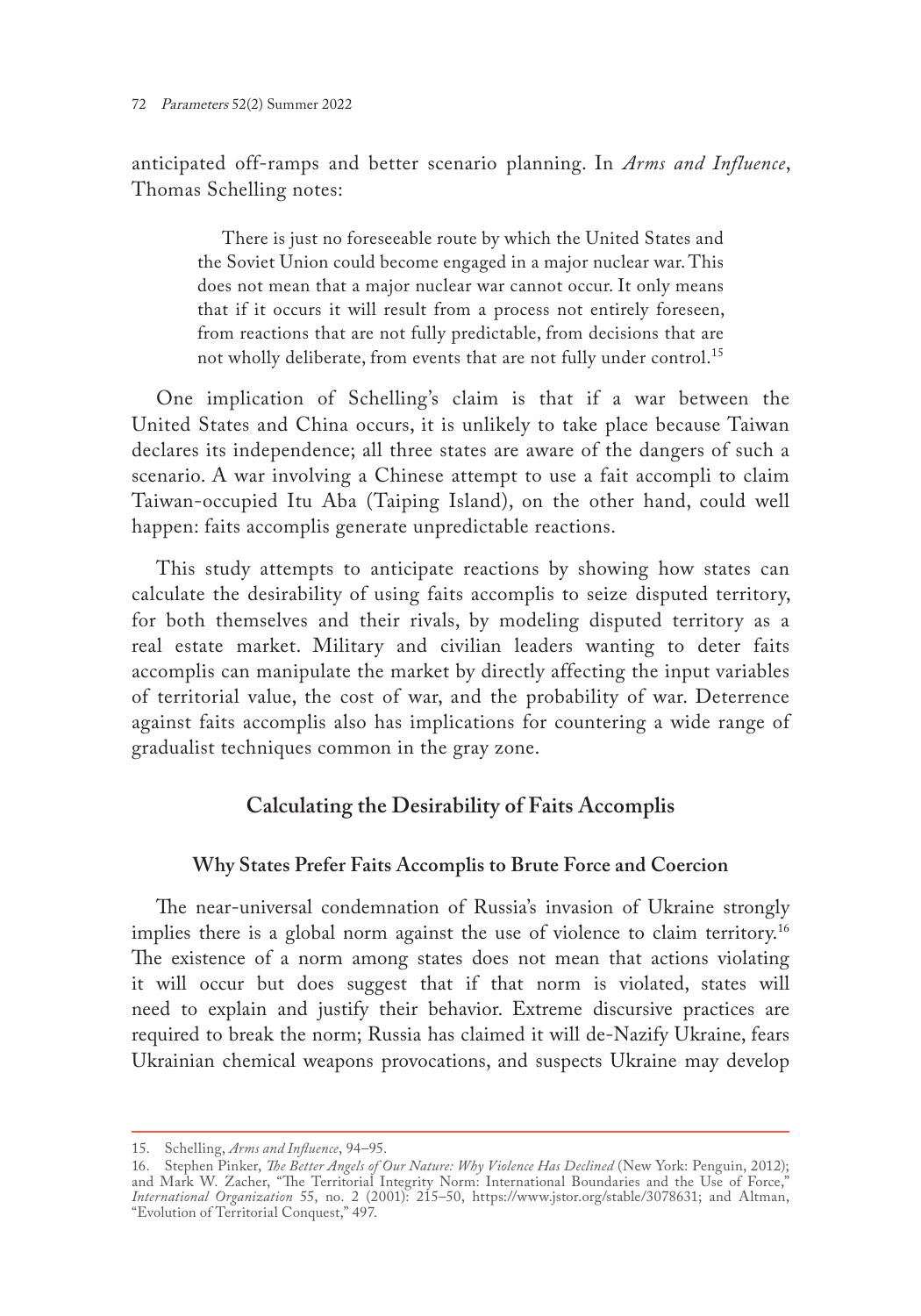anticipated off-ramps and better scenario planning. In *Arms and Influence*, Thomas Schelling notes:

> There is just no foreseeable route by which the United States and the Soviet Union could become engaged in a major nuclear war. This does not mean that a major nuclear war cannot occur. It only means that if it occurs it will result from a process not entirely foreseen, from reactions that are not fully predictable, from decisions that are not wholly deliberate, from events that are not fully under control.[15]

One implication of Schelling's claim is that if a war between the United States and China occurs, it is unlikely to take place because Taiwan declares its independence; all three states are aware of the dangers of such a scenario. A war involving a Chinese attempt to use a fait accompli to claim Taiwan-occupied Itu Aba (Taiping Island), on the other hand, could well happen: faits accomplis generate unpredictable reactions.

This study attempts to anticipate reactions by showing how states can calculate the desirability of using faits accomplis to seize disputed territory, for both themselves and their rivals, by modeling disputed territory as a real estate market. Military and civilian leaders wanting to deter faits accomplis can manipulate the market by directly affecting the input variables of territorial value, the cost of war, and the probability of war. Deterrence against faits accomplis also has implications for countering a wide range of gradualist techniques common in the gray zone.

## Calculating the Desirability of Faits Accomplis

### Why States Prefer Faits Accomplis to Brute Force and Coercion

The near-universal condemnation of Russia's invasion of Ukraine strongly implies there is a global norm against the use of violence to claim territory.[16] The existence of a norm among states does not mean that actions violating it will occur but does suggest that if that norm is violated, states will need to explain and justify their behavior. Extreme discursive practices are required to break the norm; Russia has claimed it will de-Nazify Ukraine, fears Ukrainian chemical weapons provocations, and suspects Ukraine may develop

---

15. Schelling, *Arms and Influence*, 94–95.

16. Stephen Pinker, *The Better Angels of Our Nature: Why Violence Has Declined* (New York: Penguin, 2012); and Mark W. Zacher, "The Territorial Integrity Norm: International Boundaries and the Use of Force," *International Organization* 55, no. 2 (2001): 215–50, https://www.jstor.org/stable/3078631; and Altman, "Evolution of Territorial Conquest," 497.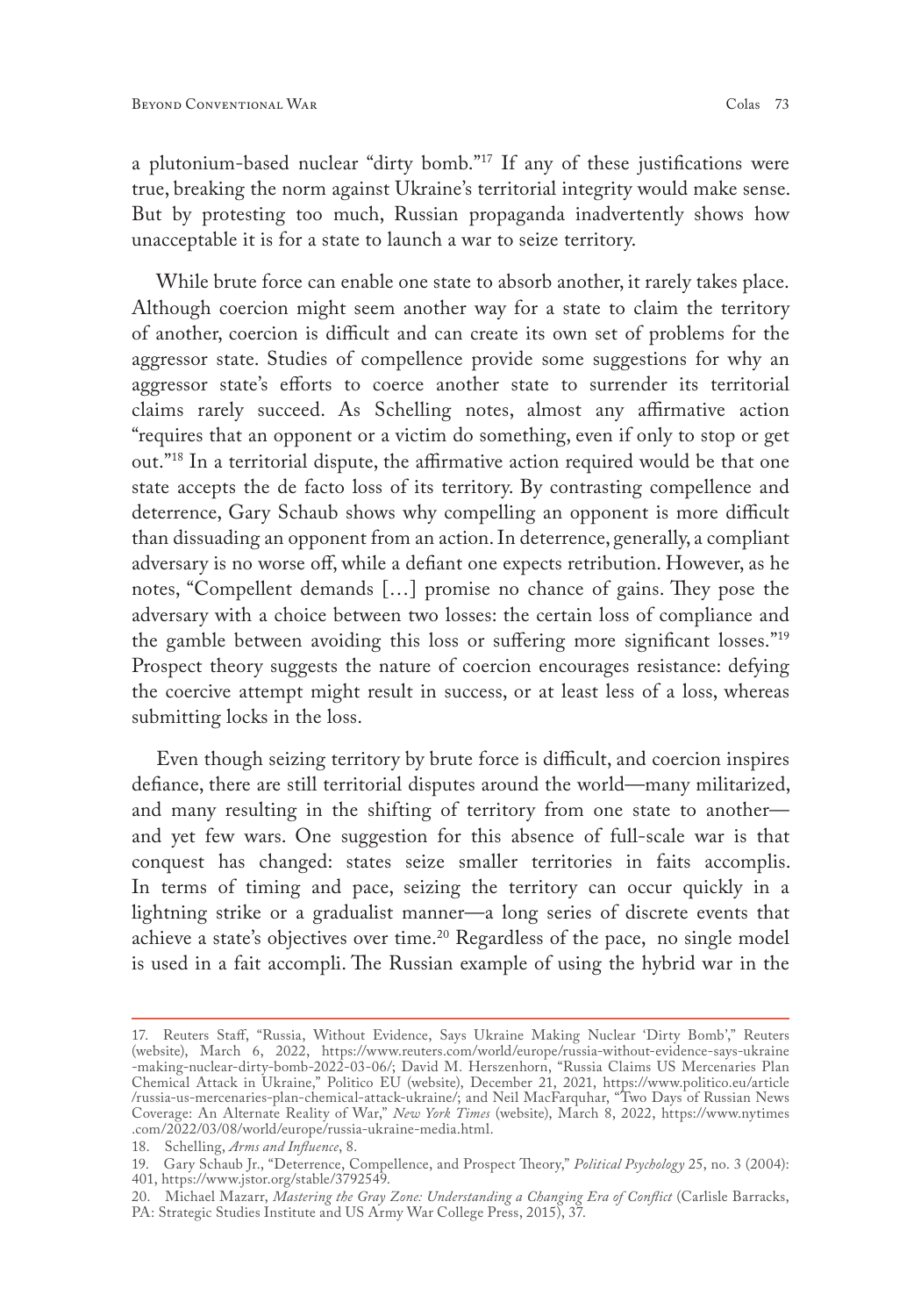a plutonium-based nuclear "dirty bomb."[17] If any of these justifications were true, breaking the norm against Ukraine's territorial integrity would make sense. But by protesting too much, Russian propaganda inadvertently shows how unacceptable it is for a state to launch a war to seize territory.

While brute force can enable one state to absorb another, it rarely takes place. Although coercion might seem another way for a state to claim the territory of another, coercion is difficult and can create its own set of problems for the aggressor state. Studies of compellence provide some suggestions for why an aggressor state's efforts to coerce another state to surrender its territorial claims rarely succeed. As Schelling notes, almost any affirmative action "requires that an opponent or a victim do something, even if only to stop or get out."[18] In a territorial dispute, the affirmative action required would be that one state accepts the de facto loss of its territory. By contrasting compellence and deterrence, Gary Schaub shows why compelling an opponent is more difficult than dissuading an opponent from an action. In deterrence, generally, a compliant adversary is no worse off, while a defiant one expects retribution. However, as he notes, "Compellent demands […] promise no chance of gains. They pose the adversary with a choice between two losses: the certain loss of compliance and the gamble between avoiding this loss or suffering more significant losses."[19] Prospect theory suggests the nature of coercion encourages resistance: defying the coercive attempt might result in success, or at least less of a loss, whereas submitting locks in the loss.

Even though seizing territory by brute force is difficult, and coercion inspires defiance, there are still territorial disputes around the world—many militarized, and many resulting in the shifting of territory from one state to another—and yet few wars. One suggestion for this absence of full-scale war is that conquest has changed: states seize smaller territories in faits accomplis. In terms of timing and pace, seizing the territory can occur quickly in a lightning strike or a gradualist manner—a long series of discrete events that achieve a state's objectives over time.[20] Regardless of the pace, no single model is used in a fait accompli. The Russian example of using the hybrid war in the

---

17. Reuters Staff, "Russia, Without Evidence, Says Ukraine Making Nuclear 'Dirty Bomb'," Reuters (website), March 6, 2022, https://www.reuters.com/world/europe/russia-without-evidence-says-ukraine-making-nuclear-dirty-bomb-2022-03-06/; David M. Herszenhorn, "Russia Claims US Mercenaries Plan Chemical Attack in Ukraine," Politico EU (website), December 21, 2021, https://www.politico.eu/article/russia-us-mercenaries-plan-chemical-attack-ukraine/; and Neil MacFarquhar, "Two Days of Russian News Coverage: An Alternate Reality of War," *New York Times* (website), March 8, 2022, https://www.nytimes.com/2022/03/08/world/europe/russia-ukraine-media.html.

18. Schelling, *Arms and Influence*, 8.

19. Gary Schaub Jr., "Deterrence, Compellence, and Prospect Theory," *Political Psychology* 25, no. 3 (2004): 401, https://www.jstor.org/stable/3792549.

20. Michael Mazarr, *Mastering the Gray Zone: Understanding a Changing Era of Conflict* (Carlisle Barracks, PA: Strategic Studies Institute and US Army War College Press, 2015), 37.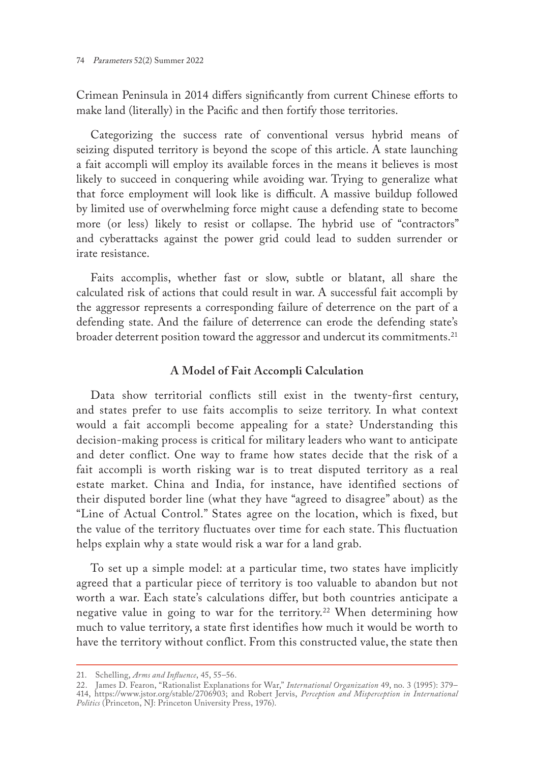Crimean Peninsula in 2014 differs significantly from current Chinese efforts to make land (literally) in the Pacific and then fortify those territories.

Categorizing the success rate of conventional versus hybrid means of seizing disputed territory is beyond the scope of this article. A state launching a fait accompli will employ its available forces in the means it believes is most likely to succeed in conquering while avoiding war. Trying to generalize what that force employment will look like is difficult. A massive buildup followed by limited use of overwhelming force might cause a defending state to become more (or less) likely to resist or collapse. The hybrid use of "contractors" and cyberattacks against the power grid could lead to sudden surrender or irate resistance.

Faits accomplis, whether fast or slow, subtle or blatant, all share the calculated risk of actions that could result in war. A successful fait accompli by the aggressor represents a corresponding failure of deterrence on the part of a defending state. And the failure of deterrence can erode the defending state's broader deterrent position toward the aggressor and undercut its commitments.[21]

### A Model of Fait Accompli Calculation

Data show territorial conflicts still exist in the twenty-first century, and states prefer to use faits accomplis to seize territory. In what context would a fait accompli become appealing for a state? Understanding this decision-making process is critical for military leaders who want to anticipate and deter conflict. One way to frame how states decide that the risk of a fait accompli is worth risking war is to treat disputed territory as a real estate market. China and India, for instance, have identified sections of their disputed border line (what they have "agreed to disagree" about) as the "Line of Actual Control." States agree on the location, which is fixed, but the value of the territory fluctuates over time for each state. This fluctuation helps explain why a state would risk a war for a land grab.

To set up a simple model: at a particular time, two states have implicitly agreed that a particular piece of territory is too valuable to abandon but not worth a war. Each state's calculations differ, but both countries anticipate a negative value in going to war for the territory.[22] When determining how much to value territory, a state first identifies how much it would be worth to have the territory without conflict. From this constructed value, the state then

---

21. Schelling, *Arms and Influence*, 45, 55–56.

22. James D. Fearon, "Rationalist Explanations for War," *International Organization* 49, no. 3 (1995): 379–414, https://www.jstor.org/stable/2706903; and Robert Jervis, *Perception and Misperception in International Politics* (Princeton, NJ: Princeton University Press, 1976).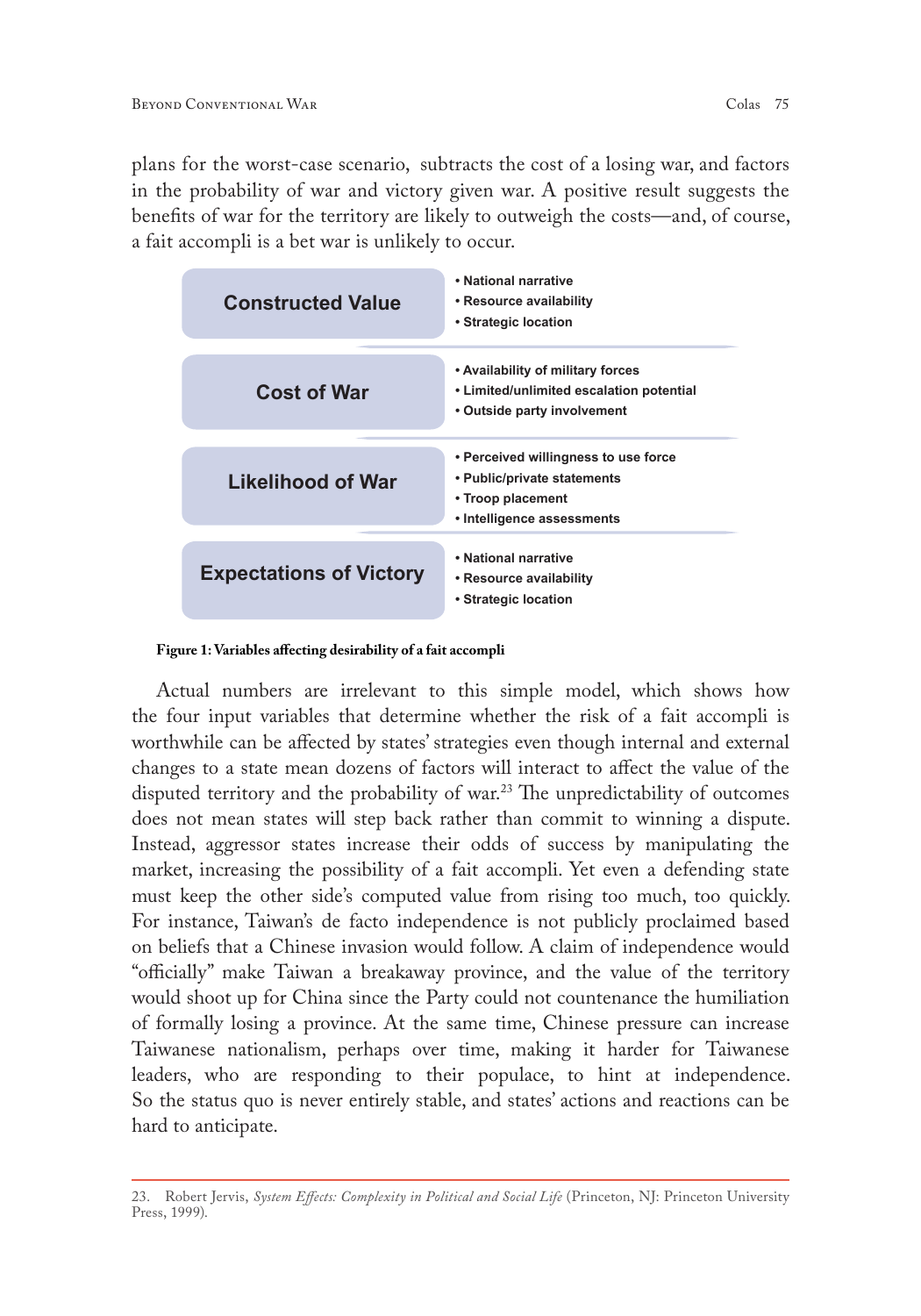plans for the worst-case scenario, subtracts the cost of a losing war, and factors in the probability of war and victory given war. A positive result suggests the benefits of war for the territory are likely to outweigh the costs—and, of course, a fait accompli is a bet war is unlikely to occur.

| Variable | Factors |
| --- | --- |
| **Constructed Value** | • National narrative<br>• Resource availability<br>• Strategic location |
| **Cost of War** | • Availability of military forces<br>• Limited/unlimited escalation potential<br>• Outside party involvement |
| **Likelihood of War** | • Perceived willingness to use force<br>• Public/private statements<br>• Troop placement<br>• Intelligence assessments |
| **Expectations of Victory** | • National narrative<br>• Resource availability<br>• Strategic location |

**Figure 1: Variables affecting desirability of a fait accompli**

Actual numbers are irrelevant to this simple model, which shows how the four input variables that determine whether the risk of a fait accompli is worthwhile can be affected by states' strategies even though internal and external changes to a state mean dozens of factors will interact to affect the value of the disputed territory and the probability of war.[23] The unpredictability of outcomes does not mean states will step back rather than commit to winning a dispute. Instead, aggressor states increase their odds of success by manipulating the market, increasing the possibility of a fait accompli. Yet even a defending state must keep the other side's computed value from rising too much, too quickly. For instance, Taiwan's de facto independence is not publicly proclaimed based on beliefs that a Chinese invasion would follow. A claim of independence would "officially" make Taiwan a breakaway province, and the value of the territory would shoot up for China since the Party could not countenance the humiliation of formally losing a province. At the same time, Chinese pressure can increase Taiwanese nationalism, perhaps over time, making it harder for Taiwanese leaders, who are responding to their populace, to hint at independence. So the status quo is never entirely stable, and states' actions and reactions can be hard to anticipate.

23. Robert Jervis, *System Effects: Complexity in Political and Social Life* (Princeton, NJ: Princeton University Press, 1999).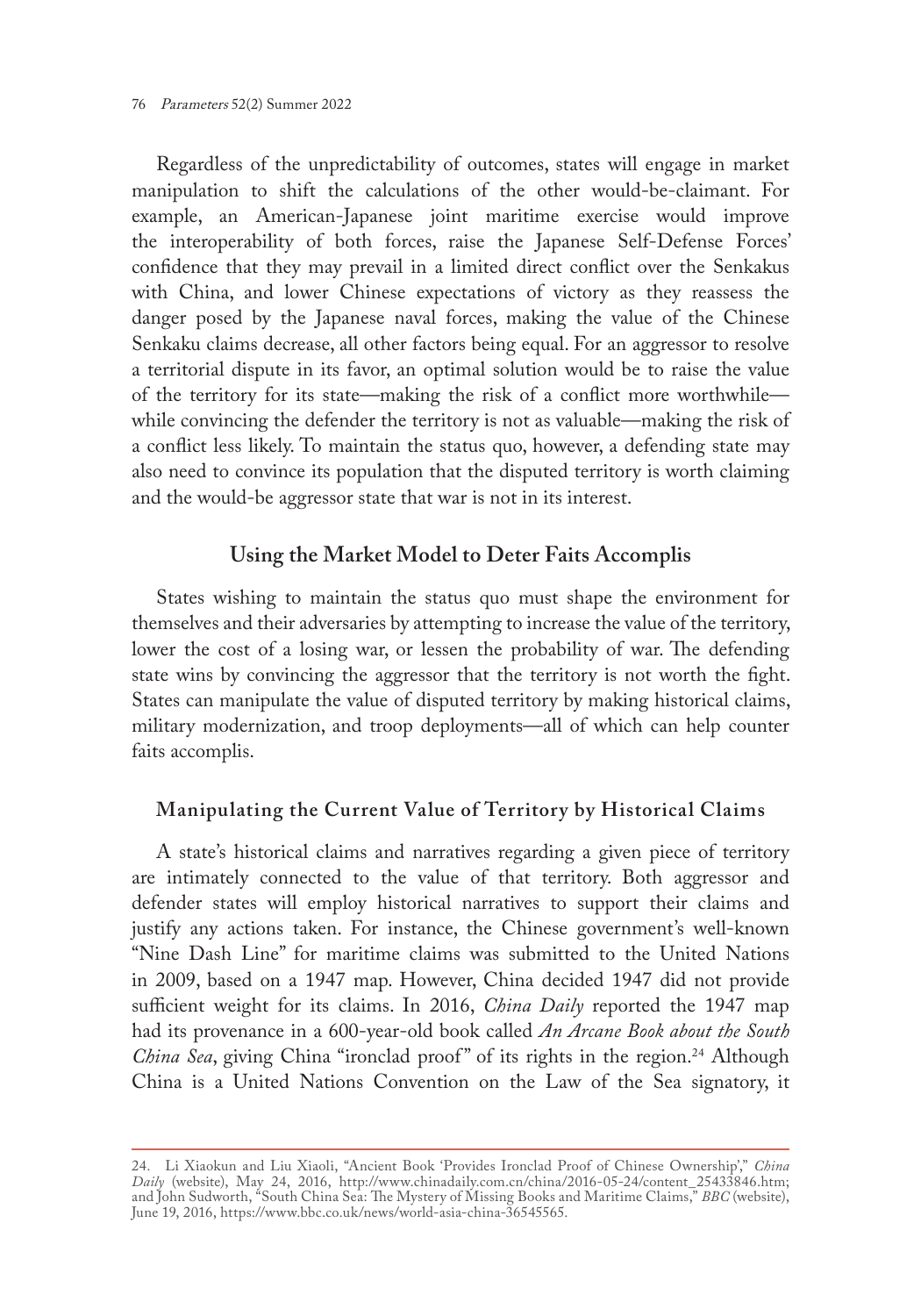Regardless of the unpredictability of outcomes, states will engage in market manipulation to shift the calculations of the other would-be-claimant. For example, an American-Japanese joint maritime exercise would improve the interoperability of both forces, raise the Japanese Self-Defense Forces' confidence that they may prevail in a limited direct conflict over the Senkakus with China, and lower Chinese expectations of victory as they reassess the danger posed by the Japanese naval forces, making the value of the Chinese Senkaku claims decrease, all other factors being equal. For an aggressor to resolve a territorial dispute in its favor, an optimal solution would be to raise the value of the territory for its state—making the risk of a conflict more worthwhile—while convincing the defender the territory is not as valuable—making the risk of a conflict less likely. To maintain the status quo, however, a defending state may also need to convince its population that the disputed territory is worth claiming and the would-be aggressor state that war is not in its interest.

## Using the Market Model to Deter Faits Accomplis

States wishing to maintain the status quo must shape the environment for themselves and their adversaries by attempting to increase the value of the territory, lower the cost of a losing war, or lessen the probability of war. The defending state wins by convincing the aggressor that the territory is not worth the fight. States can manipulate the value of disputed territory by making historical claims, military modernization, and troop deployments—all of which can help counter faits accomplis.

### Manipulating the Current Value of Territory by Historical Claims

A state's historical claims and narratives regarding a given piece of territory are intimately connected to the value of that territory. Both aggressor and defender states will employ historical narratives to support their claims and justify any actions taken. For instance, the Chinese government's well-known "Nine Dash Line" for maritime claims was submitted to the United Nations in 2009, based on a 1947 map. However, China decided 1947 did not provide sufficient weight for its claims. In 2016, *China Daily* reported the 1947 map had its provenance in a 600-year-old book called *An Arcane Book about the South China Sea*, giving China "ironclad proof" of its rights in the region.[24] Although China is a United Nations Convention on the Law of the Sea signatory, it

---

24. Li Xiaokun and Liu Xiaoli, "Ancient Book 'Provides Ironclad Proof of Chinese Ownership'," *China Daily* (website), May 24, 2016, http://www.chinadaily.com.cn/china/2016-05-24/content_25433846.htm; and John Sudworth, "South China Sea: The Mystery of Missing Books and Maritime Claims," *BBC* (website), June 19, 2016, https://www.bbc.co.uk/news/world-asia-china-36545565.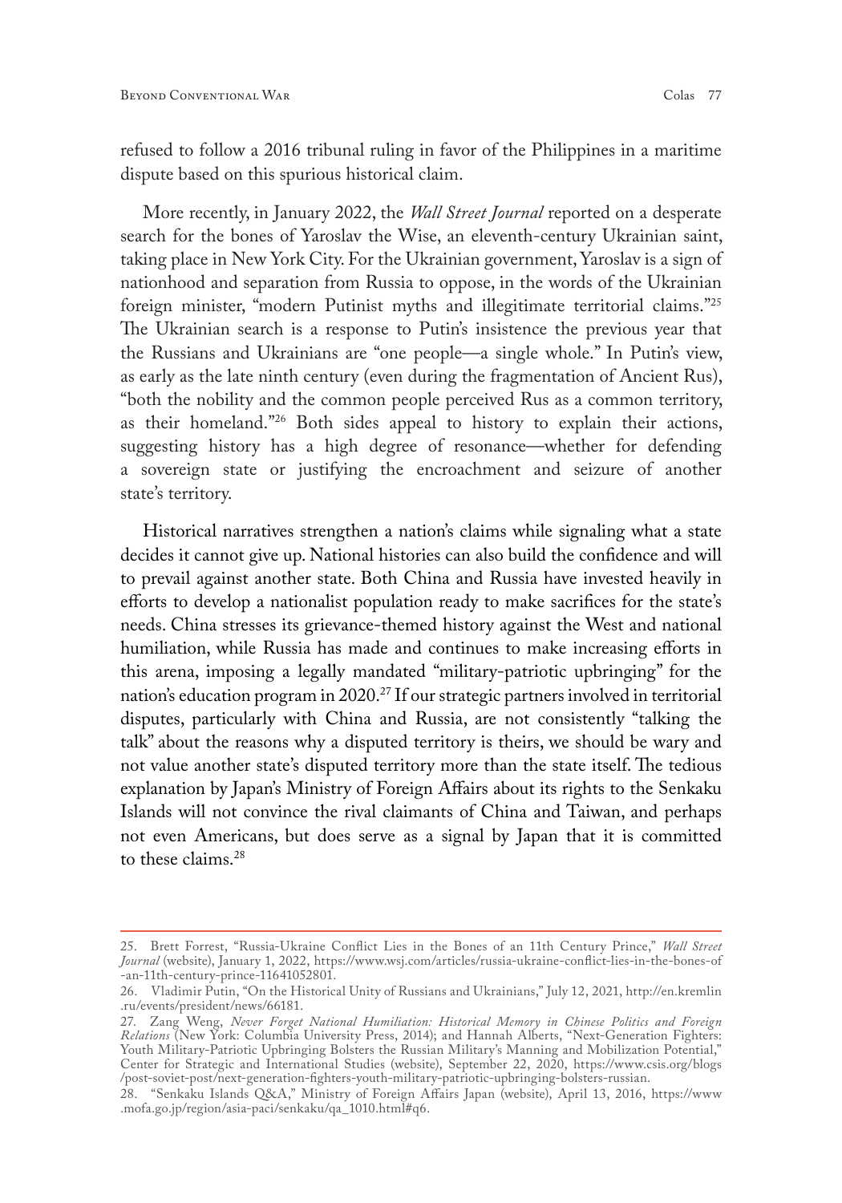refused to follow a 2016 tribunal ruling in favor of the Philippines in a maritime dispute based on this spurious historical claim.

More recently, in January 2022, the *Wall Street Journal* reported on a desperate search for the bones of Yaroslav the Wise, an eleventh-century Ukrainian saint, taking place in New York City. For the Ukrainian government, Yaroslav is a sign of nationhood and separation from Russia to oppose, in the words of the Ukrainian foreign minister, "modern Putinist myths and illegitimate territorial claims."[25] The Ukrainian search is a response to Putin's insistence the previous year that the Russians and Ukrainians are "one people—a single whole." In Putin's view, as early as the late ninth century (even during the fragmentation of Ancient Rus), "both the nobility and the common people perceived Rus as a common territory, as their homeland."[26] Both sides appeal to history to explain their actions, suggesting history has a high degree of resonance—whether for defending a sovereign state or justifying the encroachment and seizure of another state's territory.

Historical narratives strengthen a nation's claims while signaling what a state decides it cannot give up. National histories can also build the confidence and will to prevail against another state. Both China and Russia have invested heavily in efforts to develop a nationalist population ready to make sacrifices for the state's needs. China stresses its grievance-themed history against the West and national humiliation, while Russia has made and continues to make increasing efforts in this arena, imposing a legally mandated "military-patriotic upbringing" for the nation's education program in 2020.[27] If our strategic partners involved in territorial disputes, particularly with China and Russia, are not consistently "talking the talk" about the reasons why a disputed territory is theirs, we should be wary and not value another state's disputed territory more than the state itself. The tedious explanation by Japan's Ministry of Foreign Affairs about its rights to the Senkaku Islands will not convince the rival claimants of China and Taiwan, and perhaps not even Americans, but does serve as a signal by Japan that it is committed to these claims.[28]

---

25. Brett Forrest, "Russia-Ukraine Conflict Lies in the Bones of an 11th Century Prince," *Wall Street Journal* (website), January 1, 2022, https://www.wsj.com/articles/russia-ukraine-conflict-lies-in-the-bones-of-an-11th-century-prince-11641052801.

26. Vladimir Putin, "On the Historical Unity of Russians and Ukrainians," July 12, 2021, http://en.kremlin.ru/events/president/news/66181.

27. Zang Weng, *Never Forget National Humiliation: Historical Memory in Chinese Politics and Foreign Relations* (New York: Columbia University Press, 2014); and Hannah Alberts, "Next-Generation Fighters: Youth Military-Patriotic Upbringing Bolsters the Russian Military's Manning and Mobilization Potential," Center for Strategic and International Studies (website), September 22, 2020, https://www.csis.org/blogs/post-soviet-post/next-generation-fighters-youth-military-patriotic-upbringing-bolsters-russian.

28. "Senkaku Islands Q&A," Ministry of Foreign Affairs Japan (website), April 13, 2016, https://www.mofa.go.jp/region/asia-paci/senkaku/qa_1010.html#q6.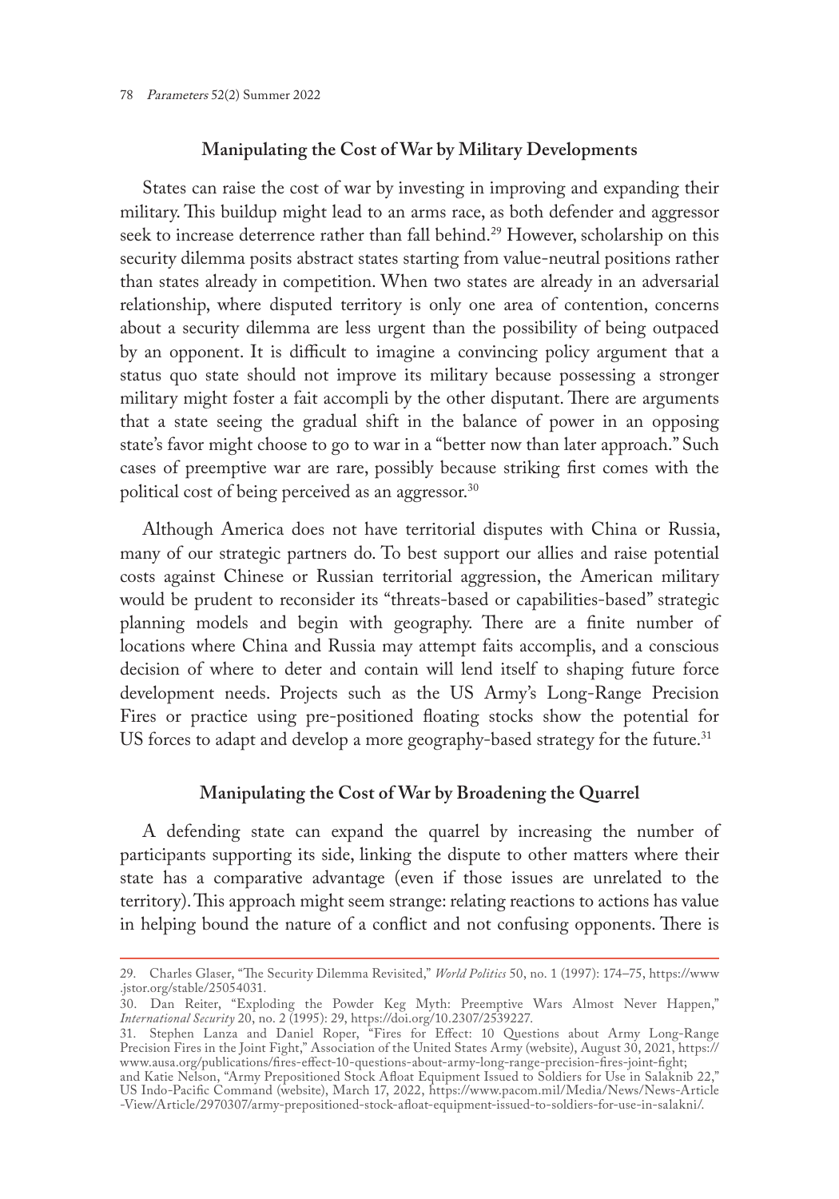### Manipulating the Cost of War by Military Developments

States can raise the cost of war by investing in improving and expanding their military. This buildup might lead to an arms race, as both defender and aggressor seek to increase deterrence rather than fall behind.[29] However, scholarship on this security dilemma posits abstract states starting from value-neutral positions rather than states already in competition. When two states are already in an adversarial relationship, where disputed territory is only one area of contention, concerns about a security dilemma are less urgent than the possibility of being outpaced by an opponent. It is difficult to imagine a convincing policy argument that a status quo state should not improve its military because possessing a stronger military might foster a fait accompli by the other disputant. There are arguments that a state seeing the gradual shift in the balance of power in an opposing state's favor might choose to go to war in a "better now than later approach." Such cases of preemptive war are rare, possibly because striking first comes with the political cost of being perceived as an aggressor.[30]

Although America does not have territorial disputes with China or Russia, many of our strategic partners do. To best support our allies and raise potential costs against Chinese or Russian territorial aggression, the American military would be prudent to reconsider its "threats-based or capabilities-based" strategic planning models and begin with geography. There are a finite number of locations where China and Russia may attempt faits accomplis, and a conscious decision of where to deter and contain will lend itself to shaping future force development needs. Projects such as the US Army's Long-Range Precision Fires or practice using pre-positioned floating stocks show the potential for US forces to adapt and develop a more geography-based strategy for the future.[31]

### Manipulating the Cost of War by Broadening the Quarrel

A defending state can expand the quarrel by increasing the number of participants supporting its side, linking the dispute to other matters where their state has a comparative advantage (even if those issues are unrelated to the territory). This approach might seem strange: relating reactions to actions has value in helping bound the nature of a conflict and not confusing opponents. There is

---

29. Charles Glaser, "The Security Dilemma Revisited," *World Politics* 50, no. 1 (1997): 174–75, https://www.jstor.org/stable/25054031.

30. Dan Reiter, "Exploding the Powder Keg Myth: Preemptive Wars Almost Never Happen," *International Security* 20, no. 2 (1995): 29, https://doi.org/10.2307/2539227.

31. Stephen Lanza and Daniel Roper, "Fires for Effect: 10 Questions about Army Long-Range Precision Fires in the Joint Fight," Association of the United States Army (website), August 30, 2021, https://www.ausa.org/publications/fires-effect-10-questions-about-army-long-range-precision-fires-joint-fight; and Katie Nelson, "Army Prepositioned Stock Afloat Equipment Issued to Soldiers for Use in Salaknib 22," US Indo-Pacific Command (website), March 17, 2022, https://www.pacom.mil/Media/News/News-Article-View/Article/2970307/army-prepositioned-stock-afloat-equipment-issued-to-soldiers-for-use-in-salakni/.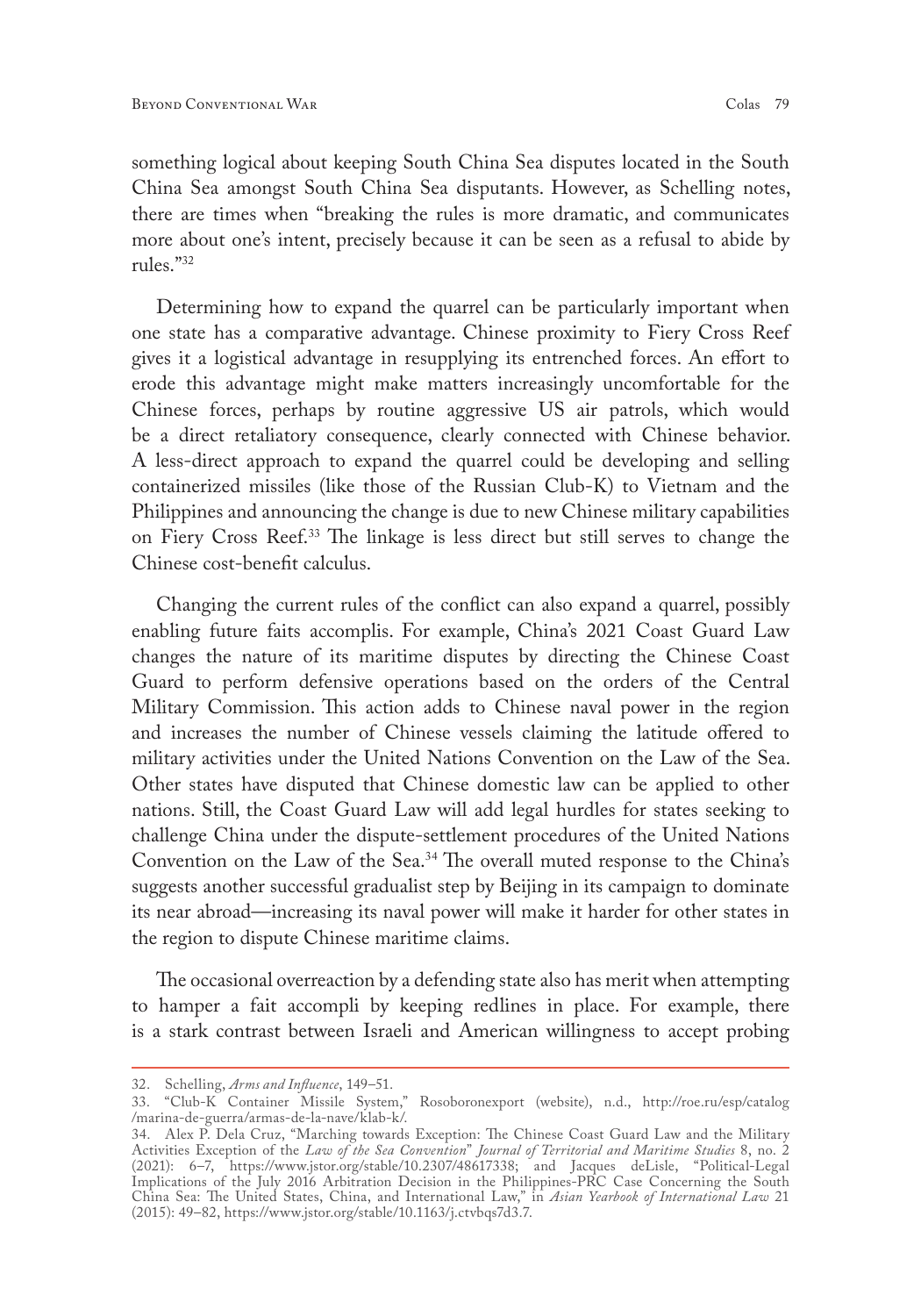something logical about keeping South China Sea disputes located in the South China Sea amongst South China Sea disputants. However, as Schelling notes, there are times when "breaking the rules is more dramatic, and communicates more about one's intent, precisely because it can be seen as a refusal to abide by rules."[32]

Determining how to expand the quarrel can be particularly important when one state has a comparative advantage. Chinese proximity to Fiery Cross Reef gives it a logistical advantage in resupplying its entrenched forces. An effort to erode this advantage might make matters increasingly uncomfortable for the Chinese forces, perhaps by routine aggressive US air patrols, which would be a direct retaliatory consequence, clearly connected with Chinese behavior. A less-direct approach to expand the quarrel could be developing and selling containerized missiles (like those of the Russian Club-K) to Vietnam and the Philippines and announcing the change is due to new Chinese military capabilities on Fiery Cross Reef.[33] The linkage is less direct but still serves to change the Chinese cost-benefit calculus.

Changing the current rules of the conflict can also expand a quarrel, possibly enabling future faits accomplis. For example, China's 2021 Coast Guard Law changes the nature of its maritime disputes by directing the Chinese Coast Guard to perform defensive operations based on the orders of the Central Military Commission. This action adds to Chinese naval power in the region and increases the number of Chinese vessels claiming the latitude offered to military activities under the United Nations Convention on the Law of the Sea. Other states have disputed that Chinese domestic law can be applied to other nations. Still, the Coast Guard Law will add legal hurdles for states seeking to challenge China under the dispute-settlement procedures of the United Nations Convention on the Law of the Sea.[34] The overall muted response to the China's suggests another successful gradualist step by Beijing in its campaign to dominate its near abroad—increasing its naval power will make it harder for other states in the region to dispute Chinese maritime claims.

The occasional overreaction by a defending state also has merit when attempting to hamper a fait accompli by keeping redlines in place. For example, there is a stark contrast between Israeli and American willingness to accept probing

---

32. Schelling, *Arms and Influence*, 149–51.

33. "Club-K Container Missile System," Rosoboronexport (website), n.d., http://roe.ru/esp/catalog/marina-de-guerra/armas-de-la-nave/klab-k/.

34. Alex P. Dela Cruz, "Marching towards Exception: The Chinese Coast Guard Law and the Military Activities Exception of the *Law of the Sea Convention*" *Journal of Territorial and Maritime Studies* 8, no. 2 (2021): 6–7, https://www.jstor.org/stable/10.2307/48617338; and Jacques deLisle, "Political-Legal Implications of the July 2016 Arbitration Decision in the Philippines-PRC Case Concerning the South China Sea: The United States, China, and International Law," in *Asian Yearbook of International Law* 21 (2015): 49–82, https://www.jstor.org/stable/10.1163/j.ctvbqs7d3.7.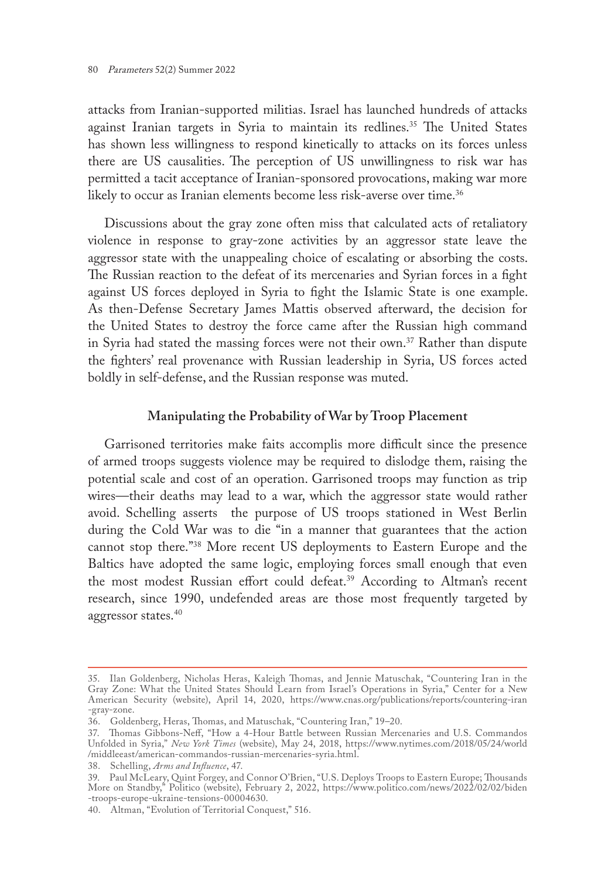attacks from Iranian-supported militias. Israel has launched hundreds of attacks against Iranian targets in Syria to maintain its redlines.[35] The United States has shown less willingness to respond kinetically to attacks on its forces unless there are US causalities. The perception of US unwillingness to risk war has permitted a tacit acceptance of Iranian-sponsored provocations, making war more likely to occur as Iranian elements become less risk-averse over time.[36]

Discussions about the gray zone often miss that calculated acts of retaliatory violence in response to gray-zone activities by an aggressor state leave the aggressor state with the unappealing choice of escalating or absorbing the costs. The Russian reaction to the defeat of its mercenaries and Syrian forces in a fight against US forces deployed in Syria to fight the Islamic State is one example. As then-Defense Secretary James Mattis observed afterward, the decision for the United States to destroy the force came after the Russian high command in Syria had stated the massing forces were not their own.[37] Rather than dispute the fighters' real provenance with Russian leadership in Syria, US forces acted boldly in self-defense, and the Russian response was muted.

### Manipulating the Probability of War by Troop Placement

Garrisoned territories make faits accomplis more difficult since the presence of armed troops suggests violence may be required to dislodge them, raising the potential scale and cost of an operation. Garrisoned troops may function as trip wires—their deaths may lead to a war, which the aggressor state would rather avoid. Schelling asserts the purpose of US troops stationed in West Berlin during the Cold War was to die "in a manner that guarantees that the action cannot stop there."[38] More recent US deployments to Eastern Europe and the Baltics have adopted the same logic, employing forces small enough that even the most modest Russian effort could defeat.[39] According to Altman's recent research, since 1990, undefended areas are those most frequently targeted by aggressor states.[40]

---

35. Ilan Goldenberg, Nicholas Heras, Kaleigh Thomas, and Jennie Matuschak, "Countering Iran in the Gray Zone: What the United States Should Learn from Israel's Operations in Syria," Center for a New American Security (website), April 14, 2020, https://www.cnas.org/publications/reports/countering-iran-gray-zone.

36. Goldenberg, Heras, Thomas, and Matuschak, "Countering Iran," 19–20.

37. Thomas Gibbons-Neff, "How a 4-Hour Battle between Russian Mercenaries and U.S. Commandos Unfolded in Syria," *New York Times* (website), May 24, 2018, https://www.nytimes.com/2018/05/24/world/middleeast/american-commandos-russian-mercenaries-syria.html.

38. Schelling, *Arms and Influence*, 47.

39. Paul McLeary, Quint Forgey, and Connor O'Brien, "U.S. Deploys Troops to Eastern Europe; Thousands More on Standby," Politico (website), February 2, 2022, https://www.politico.com/news/2022/02/02/biden-troops-europe-ukraine-tensions-00004630.

40. Altman, "Evolution of Territorial Conquest," 516.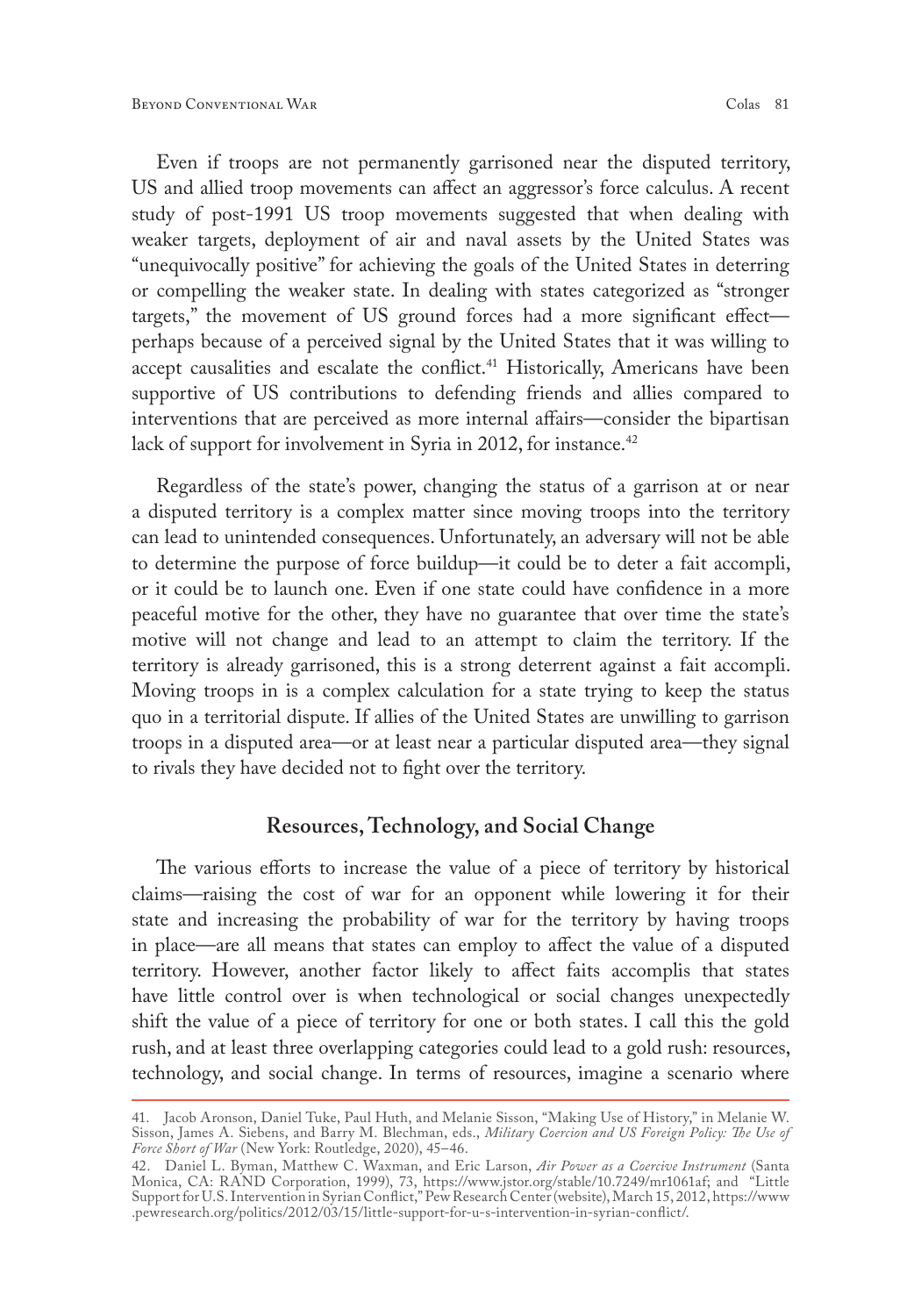Even if troops are not permanently garrisoned near the disputed territory, US and allied troop movements can affect an aggressor's force calculus. A recent study of post-1991 US troop movements suggested that when dealing with weaker targets, deployment of air and naval assets by the United States was "unequivocally positive" for achieving the goals of the United States in deterring or compelling the weaker state. In dealing with states categorized as "stronger targets," the movement of US ground forces had a more significant effect—perhaps because of a perceived signal by the United States that it was willing to accept causalities and escalate the conflict.[41] Historically, Americans have been supportive of US contributions to defending friends and allies compared to interventions that are perceived as more internal affairs—consider the bipartisan lack of support for involvement in Syria in 2012, for instance.[42]

Regardless of the state's power, changing the status of a garrison at or near a disputed territory is a complex matter since moving troops into the territory can lead to unintended consequences. Unfortunately, an adversary will not be able to determine the purpose of force buildup—it could be to deter a fait accompli, or it could be to launch one. Even if one state could have confidence in a more peaceful motive for the other, they have no guarantee that over time the state's motive will not change and lead to an attempt to claim the territory. If the territory is already garrisoned, this is a strong deterrent against a fait accompli. Moving troops in is a complex calculation for a state trying to keep the status quo in a territorial dispute. If allies of the United States are unwilling to garrison troops in a disputed area—or at least near a particular disputed area—they signal to rivals they have decided not to fight over the territory.

## Resources, Technology, and Social Change

The various efforts to increase the value of a piece of territory by historical claims—raising the cost of war for an opponent while lowering it for their state and increasing the probability of war for the territory by having troops in place—are all means that states can employ to affect the value of a disputed territory. However, another factor likely to affect faits accomplis that states have little control over is when technological or social changes unexpectedly shift the value of a piece of territory for one or both states. I call this the gold rush, and at least three overlapping categories could lead to a gold rush: resources, technology, and social change. In terms of resources, imagine a scenario where

---

41. Jacob Aronson, Daniel Tuke, Paul Huth, and Melanie Sisson, "Making Use of History," in Melanie W. Sisson, James A. Siebens, and Barry M. Blechman, eds., *Military Coercion and US Foreign Policy: The Use of Force Short of War* (New York: Routledge, 2020), 45–46.

42. Daniel L. Byman, Matthew C. Waxman, and Eric Larson, *Air Power as a Coercive Instrument* (Santa Monica, CA: RAND Corporation, 1999), 73, https://www.jstor.org/stable/10.7249/mr1061af; and "Little Support for U.S. Intervention in Syrian Conflict," Pew Research Center (website), March 15, 2012, https://www.pewresearch.org/politics/2012/03/15/little-support-for-u-s-intervention-in-syrian-conflict/.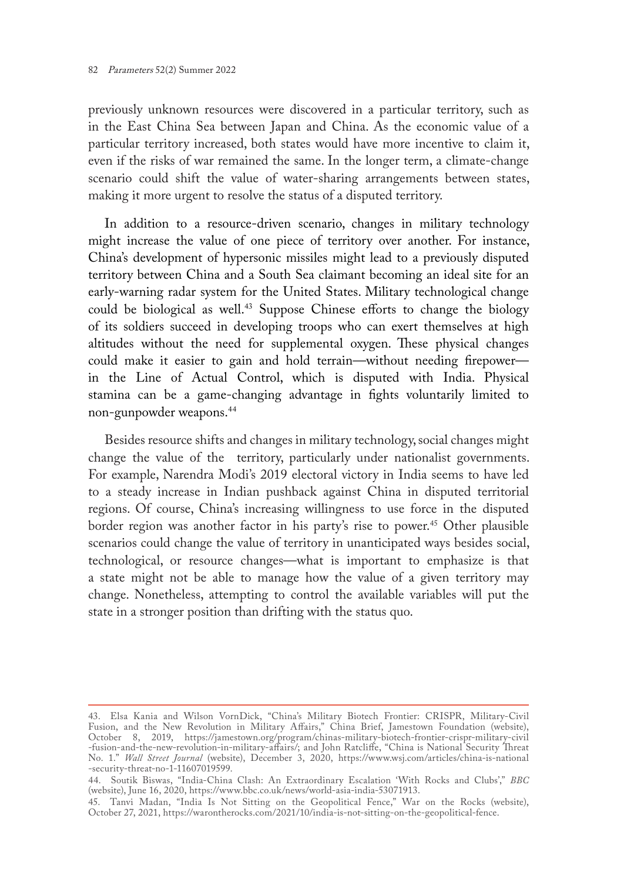previously unknown resources were discovered in a particular territory, such as in the East China Sea between Japan and China. As the economic value of a particular territory increased, both states would have more incentive to claim it, even if the risks of war remained the same. In the longer term, a climate-change scenario could shift the value of water-sharing arrangements between states, making it more urgent to resolve the status of a disputed territory.

In addition to a resource-driven scenario, changes in military technology might increase the value of one piece of territory over another. For instance, China's development of hypersonic missiles might lead to a previously disputed territory between China and a South Sea claimant becoming an ideal site for an early-warning radar system for the United States. Military technological change could be biological as well.[43] Suppose Chinese efforts to change the biology of its soldiers succeed in developing troops who can exert themselves at high altitudes without the need for supplemental oxygen. These physical changes could make it easier to gain and hold terrain—without needing firepower—in the Line of Actual Control, which is disputed with India. Physical stamina can be a game-changing advantage in fights voluntarily limited to non-gunpowder weapons.[44]

Besides resource shifts and changes in military technology, social changes might change the value of the territory, particularly under nationalist governments. For example, Narendra Modi's 2019 electoral victory in India seems to have led to a steady increase in Indian pushback against China in disputed territorial regions. Of course, China's increasing willingness to use force in the disputed border region was another factor in his party's rise to power.[45] Other plausible scenarios could change the value of territory in unanticipated ways besides social, technological, or resource changes—what is important to emphasize is that a state might not be able to manage how the value of a given territory may change. Nonetheless, attempting to control the available variables will put the state in a stronger position than drifting with the status quo.

---

43. Elsa Kania and Wilson VornDick, "China's Military Biotech Frontier: CRISPR, Military-Civil Fusion, and the New Revolution in Military Affairs," China Brief, Jamestown Foundation (website), October 8, 2019, https://jamestown.org/program/chinas-military-biotech-frontier-crispr-military-civil-fusion-and-the-new-revolution-in-military-affairs/; and John Ratcliffe, "China is National Security Threat No. 1." *Wall Street Journal* (website), December 3, 2020, https://www.wsj.com/articles/china-is-national-security-threat-no-1-11607019599.

44. Soutik Biswas, "India-China Clash: An Extraordinary Escalation 'With Rocks and Clubs'," *BBC* (website), June 16, 2020, https://www.bbc.co.uk/news/world-asia-india-53071913.

45. Tanvi Madan, "India Is Not Sitting on the Geopolitical Fence," War on the Rocks (website), October 27, 2021, https://warontherocks.com/2021/10/india-is-not-sitting-on-the-geopolitical-fence.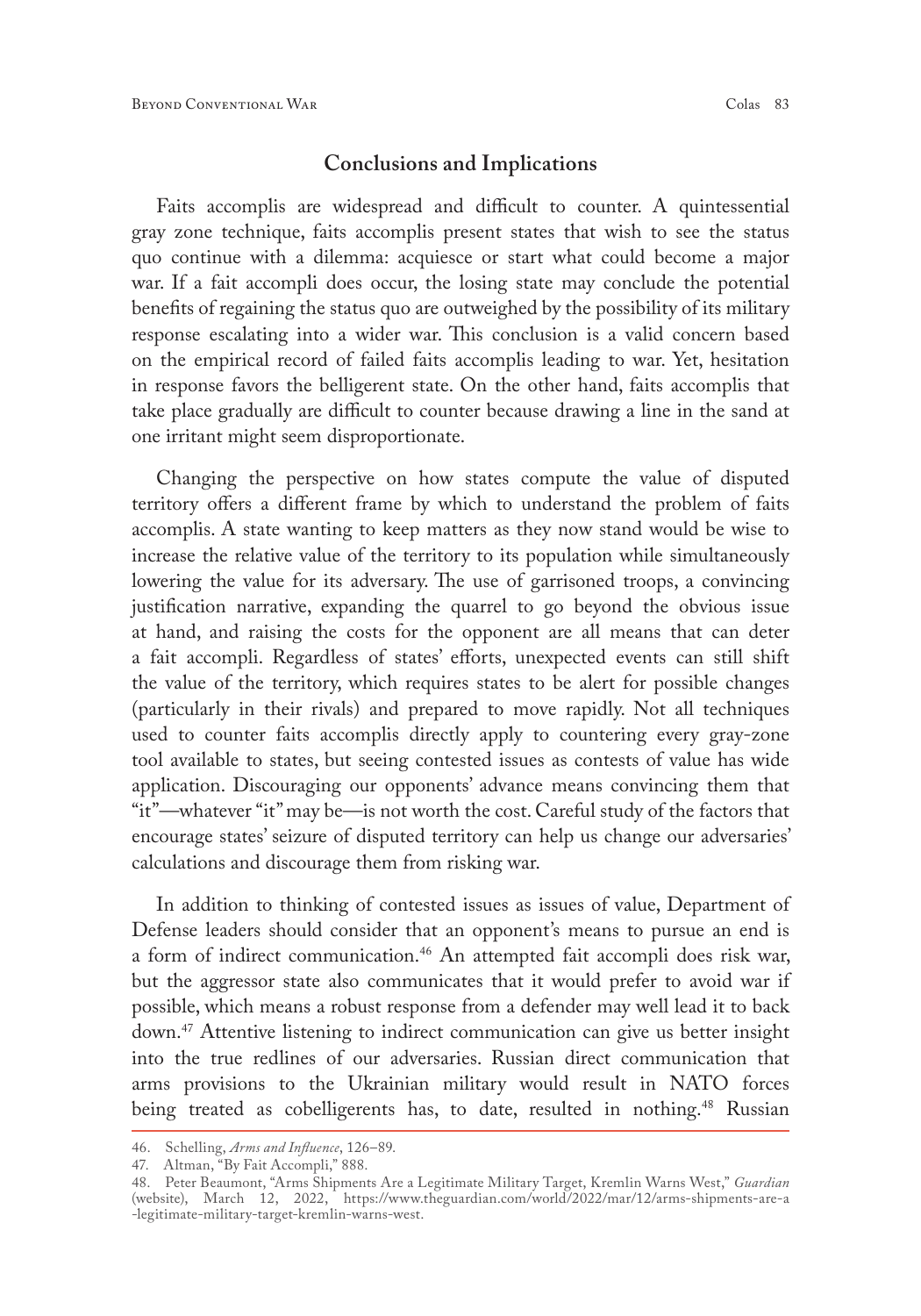## Conclusions and Implications

Faits accomplis are widespread and difficult to counter. A quintessential gray zone technique, faits accomplis present states that wish to see the status quo continue with a dilemma: acquiesce or start what could become a major war. If a fait accompli does occur, the losing state may conclude the potential benefits of regaining the status quo are outweighed by the possibility of its military response escalating into a wider war. This conclusion is a valid concern based on the empirical record of failed faits accomplis leading to war. Yet, hesitation in response favors the belligerent state. On the other hand, faits accomplis that take place gradually are difficult to counter because drawing a line in the sand at one irritant might seem disproportionate.

Changing the perspective on how states compute the value of disputed territory offers a different frame by which to understand the problem of faits accomplis. A state wanting to keep matters as they now stand would be wise to increase the relative value of the territory to its population while simultaneously lowering the value for its adversary. The use of garrisoned troops, a convincing justification narrative, expanding the quarrel to go beyond the obvious issue at hand, and raising the costs for the opponent are all means that can deter a fait accompli. Regardless of states' efforts, unexpected events can still shift the value of the territory, which requires states to be alert for possible changes (particularly in their rivals) and prepared to move rapidly. Not all techniques used to counter faits accomplis directly apply to countering every gray-zone tool available to states, but seeing contested issues as contests of value has wide application. Discouraging our opponents' advance means convincing them that "it"—whatever "it" may be—is not worth the cost. Careful study of the factors that encourage states' seizure of disputed territory can help us change our adversaries' calculations and discourage them from risking war.

In addition to thinking of contested issues as issues of value, Department of Defense leaders should consider that an opponent's means to pursue an end is a form of indirect communication.[46] An attempted fait accompli does risk war, but the aggressor state also communicates that it would prefer to avoid war if possible, which means a robust response from a defender may well lead it to back down.[47] Attentive listening to indirect communication can give us better insight into the true redlines of our adversaries. Russian direct communication that arms provisions to the Ukrainian military would result in NATO forces being treated as cobelligerents has, to date, resulted in nothing.[48] Russian

46. Schelling, *Arms and Influence*, 126–89.

47. Altman, "By Fait Accompli," 888.

48. Peter Beaumont, "Arms Shipments Are a Legitimate Military Target, Kremlin Warns West," *Guardian* (website), March 12, 2022, https://www.theguardian.com/world/2022/mar/12/arms-shipments-are-a-legitimate-military-target-kremlin-warns-west.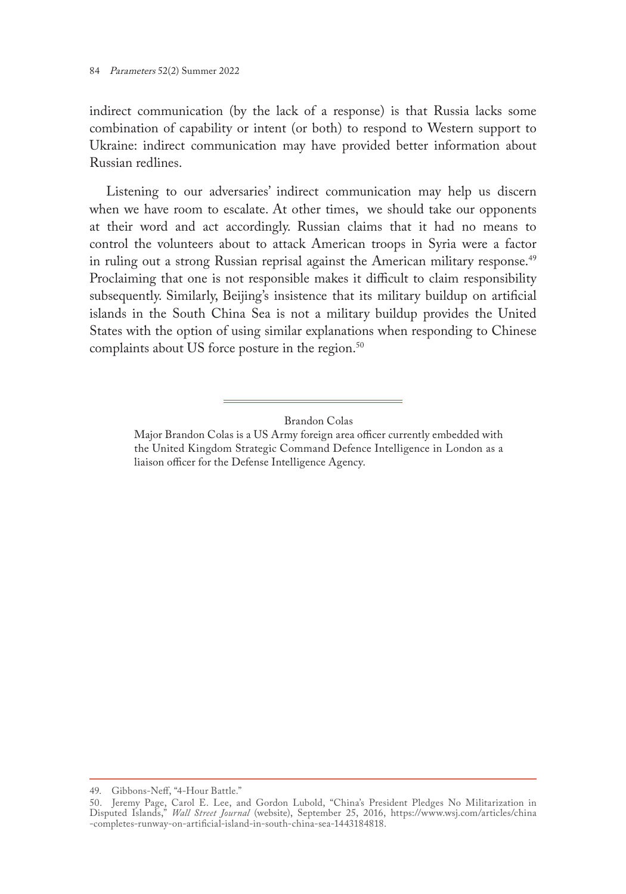indirect communication (by the lack of a response) is that Russia lacks some combination of capability or intent (or both) to respond to Western support to Ukraine: indirect communication may have provided better information about Russian redlines.

Listening to our adversaries' indirect communication may help us discern when we have room to escalate. At other times, we should take our opponents at their word and act accordingly. Russian claims that it had no means to control the volunteers about to attack American troops in Syria were a factor in ruling out a strong Russian reprisal against the American military response.[49] Proclaiming that one is not responsible makes it difficult to claim responsibility subsequently. Similarly, Beijing's insistence that its military buildup on artificial islands in the South China Sea is not a military buildup provides the United States with the option of using similar explanations when responding to Chinese complaints about US force posture in the region.[50]

---

Brandon Colas

Major Brandon Colas is a US Army foreign area officer currently embedded with the United Kingdom Strategic Command Defence Intelligence in London as a liaison officer for the Defense Intelligence Agency.

---

49. Gibbons-Neff, "4-Hour Battle."

50. Jeremy Page, Carol E. Lee, and Gordon Lubold, "China's President Pledges No Militarization in Disputed Islands," *Wall Street Journal* (website), September 25, 2016, https://www.wsj.com/articles/china-completes-runway-on-artificial-island-in-south-china-sea-1443184818.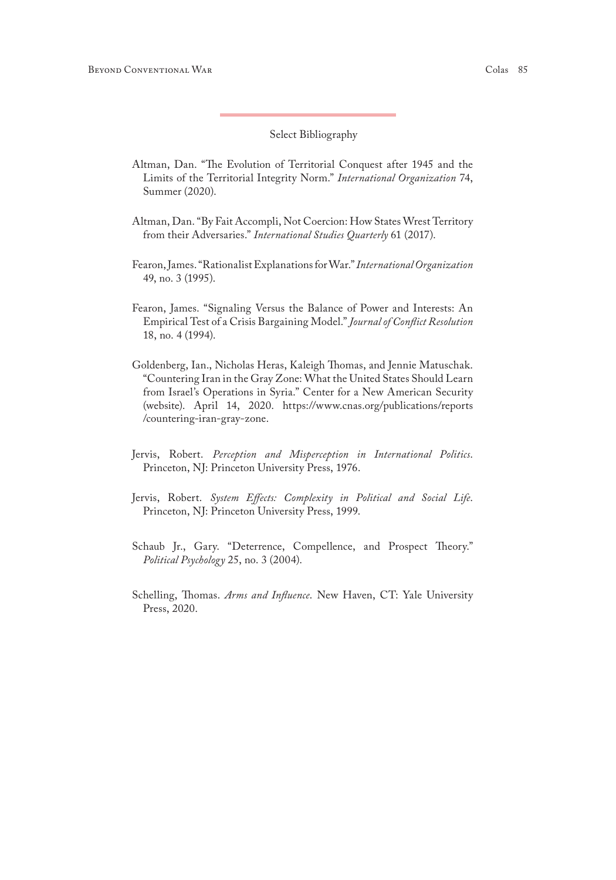## Select Bibliography

Altman, Dan. "The Evolution of Territorial Conquest after 1945 and the Limits of the Territorial Integrity Norm." *International Organization* 74, Summer (2020).

Altman, Dan. "By Fait Accompli, Not Coercion: How States Wrest Territory from their Adversaries." *International Studies Quarterly* 61 (2017).

Fearon, James. "Rationalist Explanations for War." *International Organization* 49, no. 3 (1995).

Fearon, James. "Signaling Versus the Balance of Power and Interests: An Empirical Test of a Crisis Bargaining Model." *Journal of Conflict Resolution* 18, no. 4 (1994).

Goldenberg, Ian., Nicholas Heras, Kaleigh Thomas, and Jennie Matuschak. "Countering Iran in the Gray Zone: What the United States Should Learn from Israel's Operations in Syria." Center for a New American Security (website). April 14, 2020. https://www.cnas.org/publications/reports/countering-iran-gray-zone.

Jervis, Robert. *Perception and Misperception in International Politics*. Princeton, NJ: Princeton University Press, 1976.

Jervis, Robert. *System Effects: Complexity in Political and Social Life*. Princeton, NJ: Princeton University Press, 1999.

Schaub Jr., Gary. "Deterrence, Compellence, and Prospect Theory." *Political Psychology* 25, no. 3 (2004).

Schelling, Thomas. *Arms and Influence*. New Haven, CT: Yale University Press, 2020.